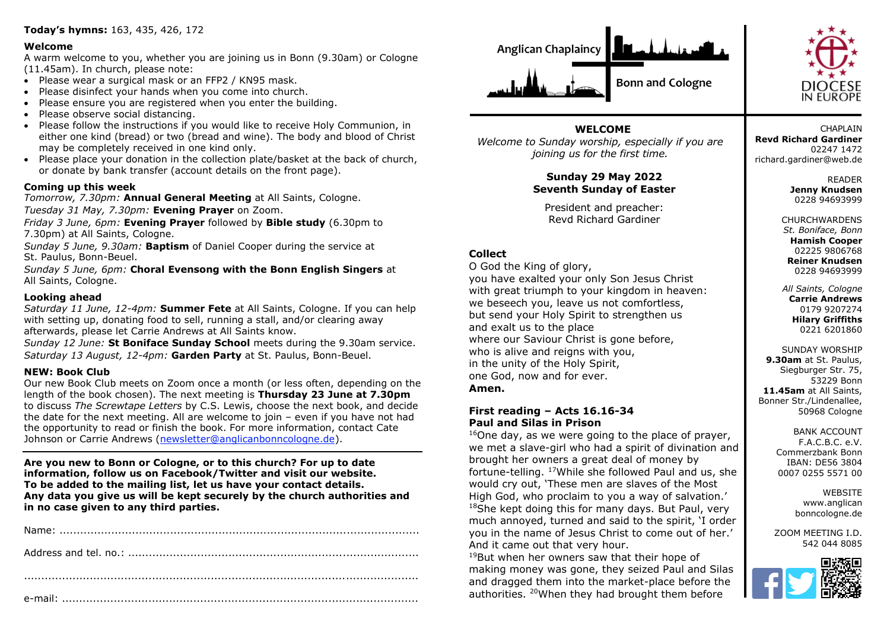**Today's hymns:** 163, 435, 426, 172

**Welcome**

A warm welcome to you, whether you are joining us in Bonn (9.30am) or Cologne (11.45am). In church, please note:

- Please wear a surgical mask or an FFP2 / KN95 mask.
- Please disinfect your hands when you come into church.
- Please ensure you are registered when you enter the building.
- Please observe social distancing.
- Please follow the instructions if you would like to receive Holy Communion, in either one kind (bread) or two (bread and wine). The body and blood of Christ may be completely received in one kind only.
- Please place your donation in the collection plate/basket at the back of church, or donate by bank transfer (account details on the front page).

**Coming up this week**

*Tomorrow, 7.30pm:* **Annual General Meeting** at All Saints, Cologne.
*Tuesday 31 May, 7.30pm:* **Evening Prayer** on Zoom.
*Friday 3 June, 6pm:* **Evening Prayer** followed by **Bible study** (6.30pm to 7.30pm) at All Saints, Cologne.
*Sunday 5 June, 9.30am:* **Baptism** of Daniel Cooper during the service at St. Paulus, Bonn-Beuel.
*Sunday 5 June, 6pm:* **Choral Evensong with the Bonn English Singers** at All Saints, Cologne.

**Looking ahead**

*Saturday 11 June, 12-4pm:* **Summer Fete** at All Saints, Cologne. If you can help with setting up, donating food to sell, running a stall, and/or clearing away afterwards, please let Carrie Andrews at All Saints know.
*Sunday 12 June:* **St Boniface Sunday School** meets during the 9.30am service.
*Saturday 13 August, 12-4pm:* **Garden Party** at St. Paulus, Bonn-Beuel.

**NEW: Book Club**

Our new Book Club meets on Zoom once a month (or less often, depending on the length of the book chosen). The next meeting is **Thursday 23 June at 7.30pm** to discuss *The Screwtape Letters* by C.S. Lewis, choose the next book, and decide the date for the next meeting. All are welcome to join – even if you have not had the opportunity to read or finish the book. For more information, contact Cate Johnson or Carrie Andrews (newsletter@anglicanbonncologne.de).

---

**Are you new to Bonn or Cologne, or to this church? For up to date information, follow us on Facebook/Twitter and visit our website. To be added to the mailing list, let us have your contact details. Any data you give us will be kept securely by the church authorities and in no case given to any third parties.**

Name: ..........................................................................................................

Address and tel. no.: ....................................................................................

....................................................................................................................

e-mail: .........................................................................................................

Anglican Chaplaincy Bonn and Cologne

DIOCESE IN EUROPE

## WELCOME

*Welcome to Sunday worship, especially if you are joining us for the first time.*

**Sunday 29 May 2022**
**Seventh Sunday of Easter**

President and preacher:
Revd Richard Gardiner

### Collect

O God the King of glory,
you have exalted your only Son Jesus Christ
with great triumph to your kingdom in heaven:
we beseech you, leave us not comfortless,
but send your Holy Spirit to strengthen us
and exalt us to the place
where our Saviour Christ is gone before,
who is alive and reigns with you,
in the unity of the Holy Spirit,
one God, now and for ever.
**Amen.**

### First reading – Acts 16.16-34
### Paul and Silas in Prison

[16]One day, as we were going to the place of prayer, we met a slave-girl who had a spirit of divination and brought her owners a great deal of money by fortune-telling. [17]While she followed Paul and us, she would cry out, 'These men are slaves of the Most High God, who proclaim to you a way of salvation.' [18]She kept doing this for many days. But Paul, very much annoyed, turned and said to the spirit, 'I order you in the name of Jesus Christ to come out of her.' And it came out that very hour.
[19]But when her owners saw that their hope of making money was gone, they seized Paul and Silas and dragged them into the market-place before the authorities. [20]When they had brought them before

CHAPLAIN
**Revd Richard Gardiner**
02247 1472
richard.gardiner@web.de

READER
**Jenny Knudsen**
0228 94693999

CHURCHWARDENS
*St. Boniface, Bonn*
**Hamish Cooper**
02225 9806768
**Reiner Knudsen**
0228 94693999

*All Saints, Cologne*
**Carrie Andrews**
0179 9207274
**Hilary Griffiths**
0221 6201860

SUNDAY WORSHIP
**9.30am** at St. Paulus, Siegburger Str. 75, 53229 Bonn
**11.45am** at All Saints, Bonner Str./Lindenallee, 50968 Cologne

BANK ACCOUNT
F.A.C.B.C. e.V.
Commerzbank Bonn
IBAN: DE56 3804 0007 0255 5571 00

WEBSITE
www.anglicanbonncologne.de

ZOOM MEETING I.D.
542 044 8085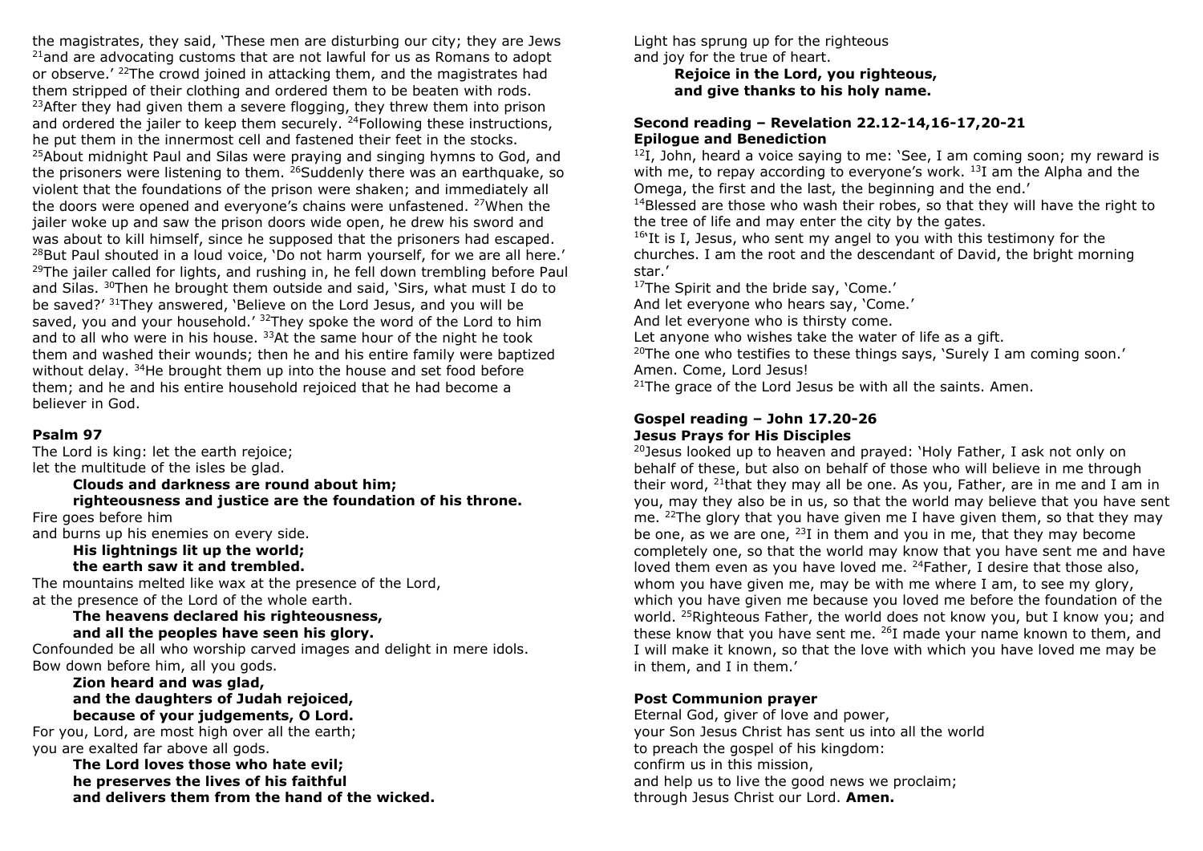the magistrates, they said, 'These men are disturbing our city; they are Jews [21]and are advocating customs that are not lawful for us as Romans to adopt or observe.' [22]The crowd joined in attacking them, and the magistrates had them stripped of their clothing and ordered them to be beaten with rods. [23]After they had given them a severe flogging, they threw them into prison and ordered the jailer to keep them securely. [24]Following these instructions, he put them in the innermost cell and fastened their feet in the stocks. [25]About midnight Paul and Silas were praying and singing hymns to God, and the prisoners were listening to them. [26]Suddenly there was an earthquake, so violent that the foundations of the prison were shaken; and immediately all the doors were opened and everyone's chains were unfastened. [27]When the jailer woke up and saw the prison doors wide open, he drew his sword and was about to kill himself, since he supposed that the prisoners had escaped. [28]But Paul shouted in a loud voice, 'Do not harm yourself, for we are all here.' [29]The jailer called for lights, and rushing in, he fell down trembling before Paul and Silas. [30]Then he brought them outside and said, 'Sirs, what must I do to be saved?' [31]They answered, 'Believe on the Lord Jesus, and you will be saved, you and your household.' [32]They spoke the word of the Lord to him and to all who were in his house. [33]At the same hour of the night he took them and washed their wounds; then he and his entire family were baptized without delay. [34]He brought them up into the house and set food before them; and he and his entire household rejoiced that he had become a believer in God.

**Psalm 97**

The Lord is king: let the earth rejoice;
let the multitude of the isles be glad.

**Clouds and darkness are round about him;**
**righteousness and justice are the foundation of his throne.**

Fire goes before him
and burns up his enemies on every side.

**His lightnings lit up the world;**
**the earth saw it and trembled.**

The mountains melted like wax at the presence of the Lord,
at the presence of the Lord of the whole earth.

**The heavens declared his righteousness,**
**and all the peoples have seen his glory.**

Confounded be all who worship carved images and delight in mere idols.
Bow down before him, all you gods.

**Zion heard and was glad,**
**and the daughters of Judah rejoiced,**
**because of your judgements, O Lord.**

For you, Lord, are most high over all the earth;
you are exalted far above all gods.

**The Lord loves those who hate evil;**
**he preserves the lives of his faithful**
**and delivers them from the hand of the wicked.**

Light has sprung up for the righteous
and joy for the true of heart.

**Rejoice in the Lord, you righteous,**
**and give thanks to his holy name.**

**Second reading – Revelation 22.12-14,16-17,20-21**
**Epilogue and Benediction**

[12]I, John, heard a voice saying to me: 'See, I am coming soon; my reward is with me, to repay according to everyone's work. [13]I am the Alpha and the Omega, the first and the last, the beginning and the end.'
[14]Blessed are those who wash their robes, so that they will have the right to the tree of life and may enter the city by the gates.
[16]'It is I, Jesus, who sent my angel to you with this testimony for the churches. I am the root and the descendant of David, the bright morning star.'
[17]The Spirit and the bride say, 'Come.'
And let everyone who hears say, 'Come.'
And let everyone who is thirsty come.
Let anyone who wishes take the water of life as a gift.
[20]The one who testifies to these things says, 'Surely I am coming soon.'
Amen. Come, Lord Jesus!
[21]The grace of the Lord Jesus be with all the saints. Amen.

**Gospel reading – John 17.20-26**
**Jesus Prays for His Disciples**

[20]Jesus looked up to heaven and prayed: 'Holy Father, I ask not only on behalf of these, but also on behalf of those who will believe in me through their word, [21]that they may all be one. As you, Father, are in me and I am in you, may they also be in us, so that the world may believe that you have sent me. [22]The glory that you have given me I have given them, so that they may be one, as we are one, [23]I in them and you in me, that they may become completely one, so that the world may know that you have sent me and have loved them even as you have loved me. [24]Father, I desire that those also, whom you have given me, may be with me where I am, to see my glory, which you have given me because you loved me before the foundation of the world. [25]Righteous Father, the world does not know you, but I know you; and these know that you have sent me. [26]I made your name known to them, and I will make it known, so that the love with which you have loved me may be in them, and I in them.'

**Post Communion prayer**

Eternal God, giver of love and power,
your Son Jesus Christ has sent us into all the world
to preach the gospel of his kingdom:
confirm us in this mission,
and help us to live the good news we proclaim;
through Jesus Christ our Lord. **Amen.**